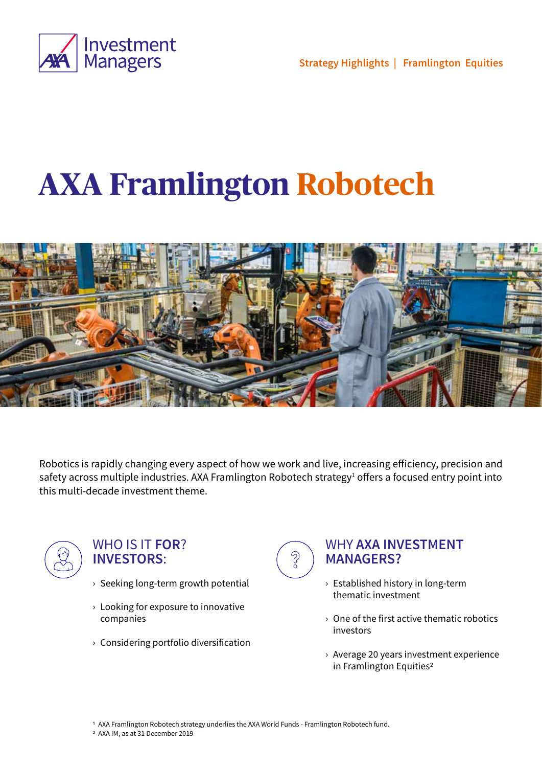Strategy Highlights | Framlington Equities

# AXA Framlington Robotech

Robotics is rapidly changing every aspect of how we work and live, increasing efficiency, precision and safety across multiple industries. AXA Framlington Robotech strategy[1] offers a focused entry point into this multi-decade investment theme.

## WHO IS IT FOR? INVESTORS:

- Seeking long-term growth potential
- Looking for exposure to innovative companies
- Considering portfolio diversification

## WHY AXA INVESTMENT MANAGERS?

- Established history in long-term thematic investment
- One of the first active thematic robotics investors
- Average 20 years investment experience in Framlington Equities[2]

[1] AXA Framlington Robotech strategy underlies the AXA World Funds - Framlington Robotech fund.
[2] AXA IM, as at 31 December 2019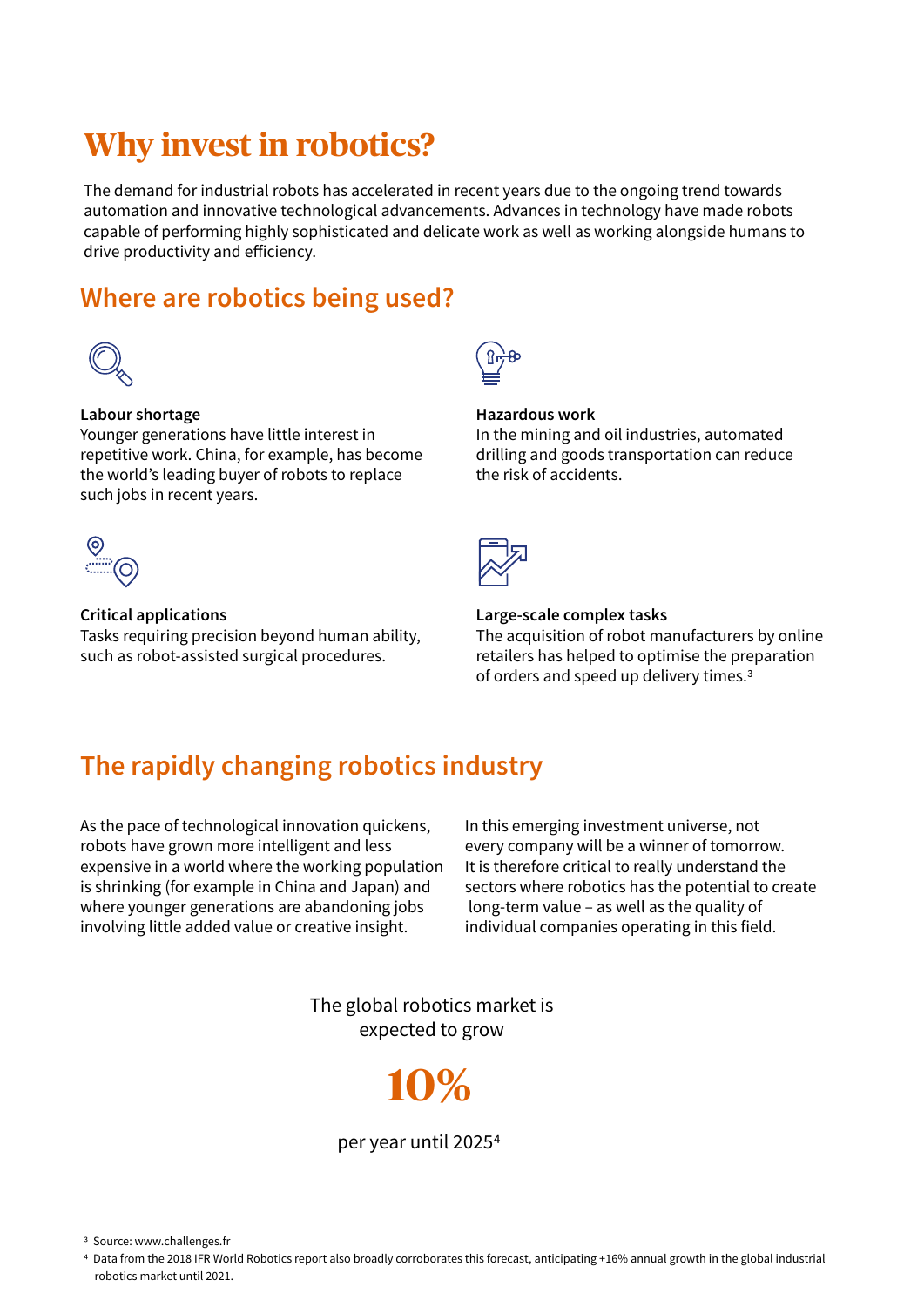# Why invest in robotics?

The demand for industrial robots has accelerated in recent years due to the ongoing trend towards automation and innovative technological advancements. Advances in technology have made robots capable of performing highly sophisticated and delicate work as well as working alongside humans to drive productivity and efficiency.

## Where are robotics being used?

**Labour shortage**
Younger generations have little interest in repetitive work. China, for example, has become the world's leading buyer of robots to replace such jobs in recent years.

**Hazardous work**
In the mining and oil industries, automated drilling and goods transportation can reduce the risk of accidents.

**Critical applications**
Tasks requiring precision beyond human ability, such as robot-assisted surgical procedures.

**Large-scale complex tasks**
The acquisition of robot manufacturers by online retailers has helped to optimise the preparation of orders and speed up delivery times.[3]

## The rapidly changing robotics industry

As the pace of technological innovation quickens, robots have grown more intelligent and less expensive in a world where the working population is shrinking (for example in China and Japan) and where younger generations are abandoning jobs involving little added value or creative insight.

In this emerging investment universe, not every company will be a winner of tomorrow. It is therefore critical to really understand the sectors where robotics has the potential to create long-term value – as well as the quality of individual companies operating in this field.

The global robotics market is expected to grow

**10%**

per year until 2025[4]

[3] Source: www.challenges.fr

[4] Data from the 2018 IFR World Robotics report also broadly corroborates this forecast, anticipating +16% annual growth in the global industrial robotics market until 2021.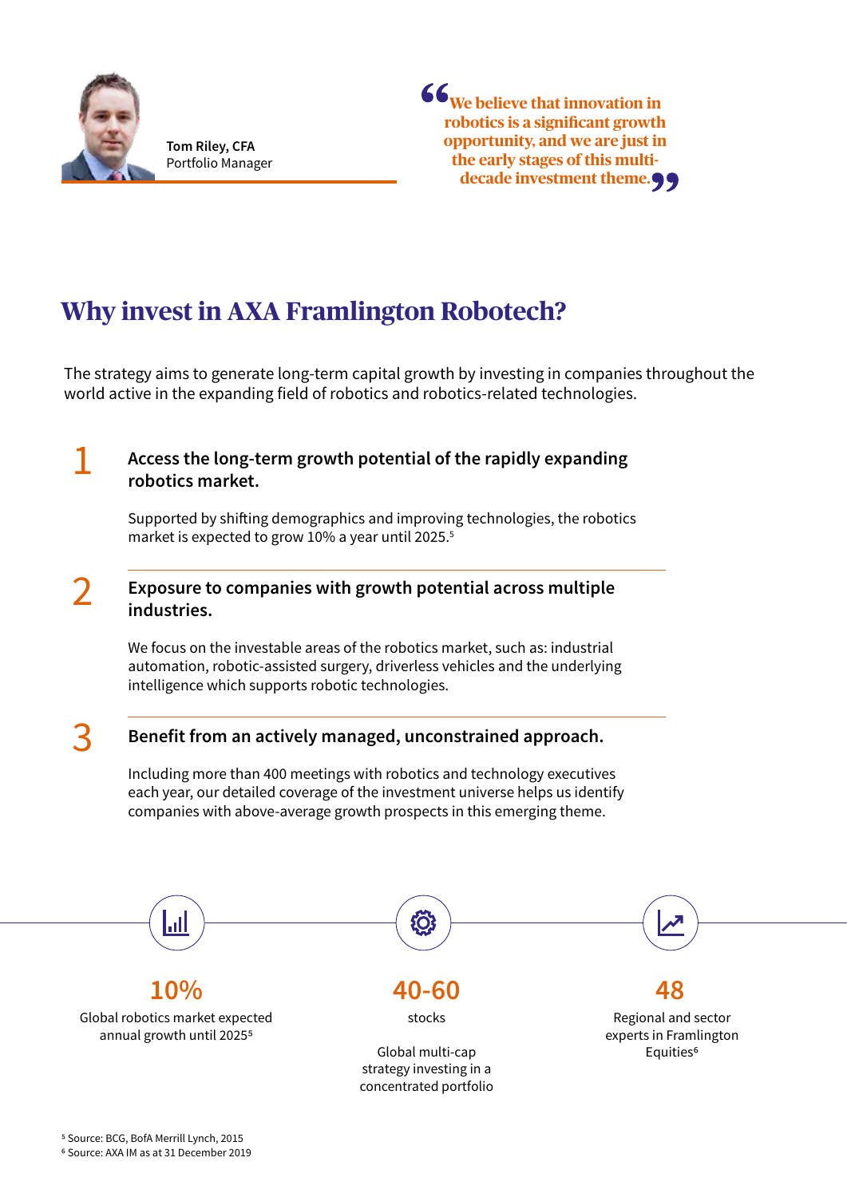**Tom Riley, CFA**
Portfolio Manager

> "We believe that innovation in robotics is a significant growth opportunity, and we are just in the early stages of this multi-decade investment theme."

# Why invest in AXA Framlington Robotech?

The strategy aims to generate long-term capital growth by investing in companies throughout the world active in the expanding field of robotics and robotics-related technologies.

## 1 Access the long-term growth potential of the rapidly expanding robotics market.

Supported by shifting demographics and improving technologies, the robotics market is expected to grow 10% a year until 2025.[5]

## 2 Exposure to companies with growth potential across multiple industries.

We focus on the investable areas of the robotics market, such as: industrial automation, robotic-assisted surgery, driverless vehicles and the underlying intelligence which supports robotic technologies.

## 3 Benefit from an actively managed, unconstrained approach.

Including more than 400 meetings with robotics and technology executives each year, our detailed coverage of the investment universe helps us identify companies with above-average growth prospects in this emerging theme.

**10%**
Global robotics market expected annual growth until 2025[5]

**40-60**
stocks

Global multi-cap strategy investing in a concentrated portfolio

**48**
Regional and sector experts in Framlington Equities[6]

[5] Source: BCG, BofA Merrill Lynch, 2015
[6] Source: AXA IM as at 31 December 2019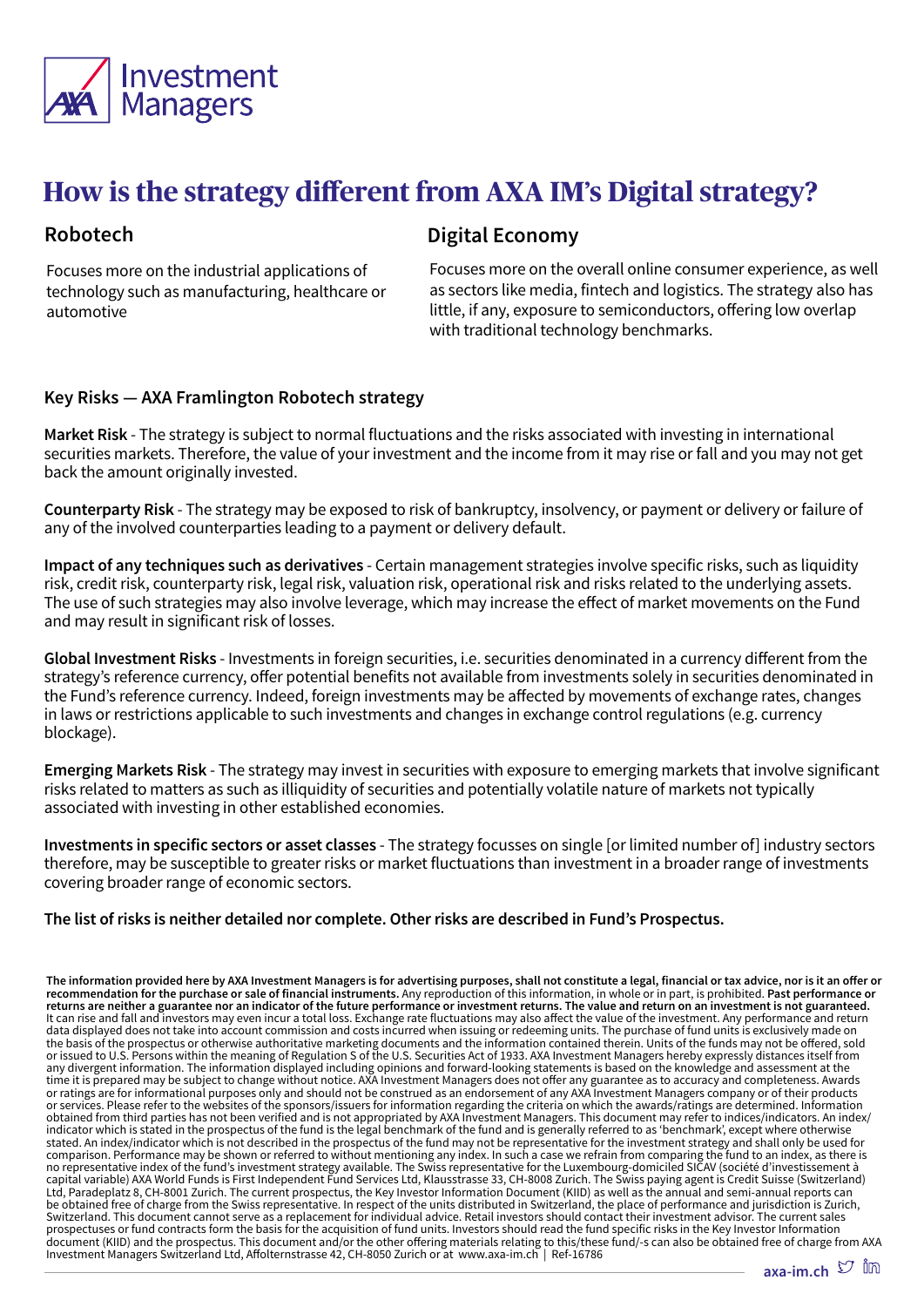# How is the strategy different from AXA IM's Digital strategy?

## Robotech

Focuses more on the industrial applications of technology such as manufacturing, healthcare or automotive

## Digital Economy

Focuses more on the overall online consumer experience, as well as sectors like media, fintech and logistics. The strategy also has little, if any, exposure to semiconductors, offering low overlap with traditional technology benchmarks.

### Key Risks — AXA Framlington Robotech strategy

**Market Risk** - The strategy is subject to normal fluctuations and the risks associated with investing in international securities markets. Therefore, the value of your investment and the income from it may rise or fall and you may not get back the amount originally invested.

**Counterparty Risk** - The strategy may be exposed to risk of bankruptcy, insolvency, or payment or delivery or failure of any of the involved counterparties leading to a payment or delivery default.

**Impact of any techniques such as derivatives** - Certain management strategies involve specific risks, such as liquidity risk, credit risk, counterparty risk, legal risk, valuation risk, operational risk and risks related to the underlying assets. The use of such strategies may also involve leverage, which may increase the effect of market movements on the Fund and may result in significant risk of losses.

**Global Investment Risks** - Investments in foreign securities, i.e. securities denominated in a currency different from the strategy's reference currency, offer potential benefits not available from investments solely in securities denominated in the Fund's reference currency. Indeed, foreign investments may be affected by movements of exchange rates, changes in laws or restrictions applicable to such investments and changes in exchange control regulations (e.g. currency blockage).

**Emerging Markets Risk** - The strategy may invest in securities with exposure to emerging markets that involve significant risks related to matters as such as illiquidity of securities and potentially volatile nature of markets not typically associated with investing in other established economies.

**Investments in specific sectors or asset classes** - The strategy focusses on single [or limited number of] industry sectors therefore, may be susceptible to greater risks or market fluctuations than investment in a broader range of investments covering broader range of economic sectors.

**The list of risks is neither detailed nor complete. Other risks are described in Fund's Prospectus.**

**The information provided here by AXA Investment Managers is for advertising purposes, shall not constitute a legal, financial or tax advice, nor is it an offer or recommendation for the purchase or sale of financial instruments.** Any reproduction of this information, in whole or in part, is prohibited. **Past performance or returns are neither a guarantee nor an indicator of the future performance or investment returns. The value and return on an investment is not guaranteed.** It can rise and fall and investors may even incur a total loss. Exchange rate fluctuations may also affect the value of the investment. Any performance and return data displayed does not take into account commission and costs incurred when issuing or redeeming units. The purchase of fund units is exclusively made on the basis of the prospectus or otherwise authoritative marketing documents and the information contained therein. Units of the funds may not be offered, sold or issued to U.S. Persons within the meaning of Regulation S of the U.S. Securities Act of 1933. AXA Investment Managers hereby expressly distances itself from any divergent information. The information displayed including opinions and forward-looking statements is based on the knowledge and assessment at the time it is prepared may be subject to change without notice. AXA Investment Managers does not offer any guarantee as to accuracy and completeness. Awards or ratings are for informational purposes only and should not be construed as an endorsement of any AXA Investment Managers company or of their products or services. Please refer to the websites of the sponsors/issuers for information regarding the criteria on which the awards/ratings are determined. Information obtained from third parties has not been verified and is not appropriated by AXA Investment Managers. This document may refer to indices/indicators. An index/indicator which is stated in the prospectus of the fund is the legal benchmark of the fund and is generally referred to as 'benchmark', except where otherwise stated. An index/indicator which is not described in the prospectus of the fund may not be representative for the investment strategy and shall only be used for comparison. Performance may be shown or referred to without mentioning any index. In such a case we refrain from comparing the fund to an index, as there is no representative index of the fund's investment strategy available. The Swiss representative for the Luxembourg-domiciled SICAV (société d'investissement à capital variable) AXA World Funds is First Independent Fund Services Ltd, Klausstrasse 33, CH-8008 Zurich. The Swiss paying agent is Credit Suisse (Switzerland) Ltd, Paradeplatz 8, CH-8001 Zurich. The current prospectus, the Key Investor Information Document (KIID) as well as the annual and semi-annual reports can be obtained free of charge from the Swiss representative. In respect of the units distributed in Switzerland, the place of performance and jurisdiction is Zurich, Switzerland. This document cannot serve as a replacement for individual advice. Retail investors should contact their investment advisor. The current sales prospectuses or fund contracts form the basis for the acquisition of fund units. Investors should read the fund specific risks in the Key Investor Information document (KIID) and the prospectus. This document and/or the other offering materials relating to this/these fund/-s can also be obtained free of charge from AXA Investment Managers Switzerland Ltd, Affolternstrasse 42, CH-8050 Zurich or at www.axa-im.ch | Ref-16786

axa-im.ch